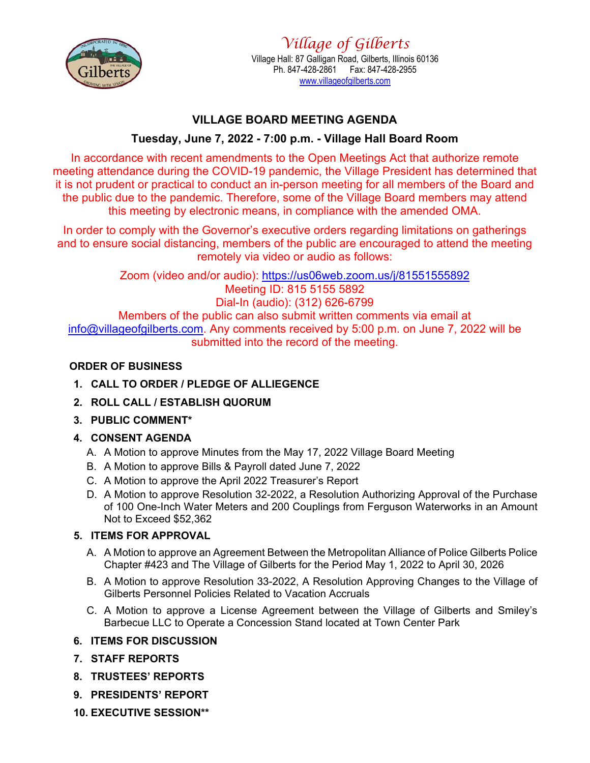# *Village of Gilberts*

Village Hall: 87 Galligan Road, Gilberts, Illinois 60136
Ph. 847-428-2861 Fax: 847-428-2955
www.villageofgilberts.com

## VILLAGE BOARD MEETING AGENDA

### Tuesday, June 7, 2022 - 7:00 p.m. - Village Hall Board Room

In accordance with recent amendments to the Open Meetings Act that authorize remote meeting attendance during the COVID-19 pandemic, the Village President has determined that it is not prudent or practical to conduct an in-person meeting for all members of the Board and the public due to the pandemic. Therefore, some of the Village Board members may attend this meeting by electronic means, in compliance with the amended OMA.

In order to comply with the Governor's executive orders regarding limitations on gatherings and to ensure social distancing, members of the public are encouraged to attend the meeting remotely via video or audio as follows:

Zoom (video and/or audio): https://us06web.zoom.us/j/81551555892
Meeting ID: 815 5155 5892
Dial-In (audio): (312) 626-6799
Members of the public can also submit written comments via email at info@villageofgilberts.com. Any comments received by 5:00 p.m. on June 7, 2022 will be submitted into the record of the meeting.

**ORDER OF BUSINESS**

1. **CALL TO ORDER / PLEDGE OF ALLIEGENCE**
2. **ROLL CALL / ESTABLISH QUORUM**
3. **PUBLIC COMMENT***
4. **CONSENT AGENDA**
   - A. A Motion to approve Minutes from the May 17, 2022 Village Board Meeting
   - B. A Motion to approve Bills & Payroll dated June 7, 2022
   - C. A Motion to approve the April 2022 Treasurer's Report
   - D. A Motion to approve Resolution 32-2022, a Resolution Authorizing Approval of the Purchase of 100 One-Inch Water Meters and 200 Couplings from Ferguson Waterworks in an Amount Not to Exceed $52,362
5. **ITEMS FOR APPROVAL**
   - A. A Motion to approve an Agreement Between the Metropolitan Alliance of Police Gilberts Police Chapter #423 and The Village of Gilberts for the Period May 1, 2022 to April 30, 2026
   - B. A Motion to approve Resolution 33-2022, A Resolution Approving Changes to the Village of Gilberts Personnel Policies Related to Vacation Accruals
   - C. A Motion to approve a License Agreement between the Village of Gilberts and Smiley's Barbecue LLC to Operate a Concession Stand located at Town Center Park
6. **ITEMS FOR DISCUSSION**
7. **STAFF REPORTS**
8. **TRUSTEES' REPORTS**
9. **PRESIDENTS' REPORT**
10. **EXECUTIVE SESSION****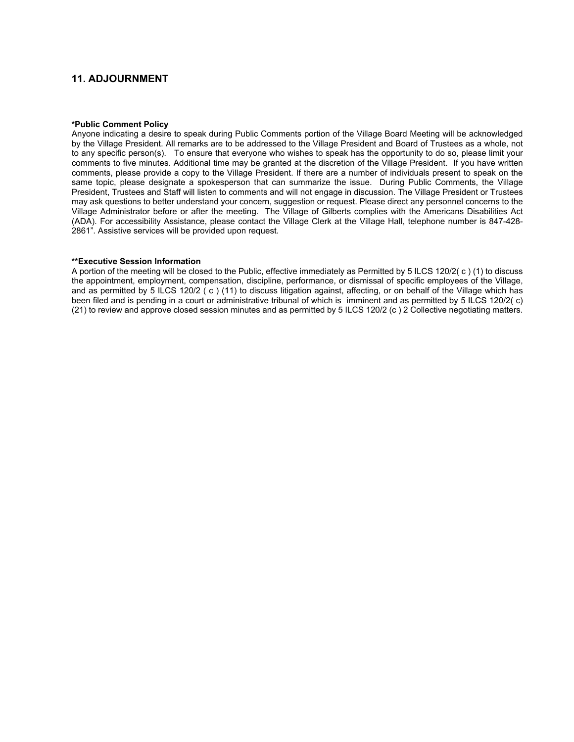## 11. ADJOURNMENT

**\*Public Comment Policy**
Anyone indicating a desire to speak during Public Comments portion of the Village Board Meeting will be acknowledged by the Village President. All remarks are to be addressed to the Village President and Board of Trustees as a whole, not to any specific person(s). To ensure that everyone who wishes to speak has the opportunity to do so, please limit your comments to five minutes. Additional time may be granted at the discretion of the Village President. If you have written comments, please provide a copy to the Village President. If there are a number of individuals present to speak on the same topic, please designate a spokesperson that can summarize the issue. During Public Comments, the Village President, Trustees and Staff will listen to comments and will not engage in discussion. The Village President or Trustees may ask questions to better understand your concern, suggestion or request. Please direct any personnel concerns to the Village Administrator before or after the meeting. The Village of Gilberts complies with the Americans Disabilities Act (ADA). For accessibility Assistance, please contact the Village Clerk at the Village Hall, telephone number is 847-428-2861". Assistive services will be provided upon request.

**\*\*Executive Session Information**
A portion of the meeting will be closed to the Public, effective immediately as Permitted by 5 ILCS 120/2( c ) (1) to discuss the appointment, employment, compensation, discipline, performance, or dismissal of specific employees of the Village, and as permitted by 5 ILCS 120/2 ( c ) (11) to discuss litigation against, affecting, or on behalf of the Village which has been filed and is pending in a court or administrative tribunal of which is imminent and as permitted by 5 ILCS 120/2( c) (21) to review and approve closed session minutes and as permitted by 5 ILCS 120/2 (c ) 2 Collective negotiating matters.